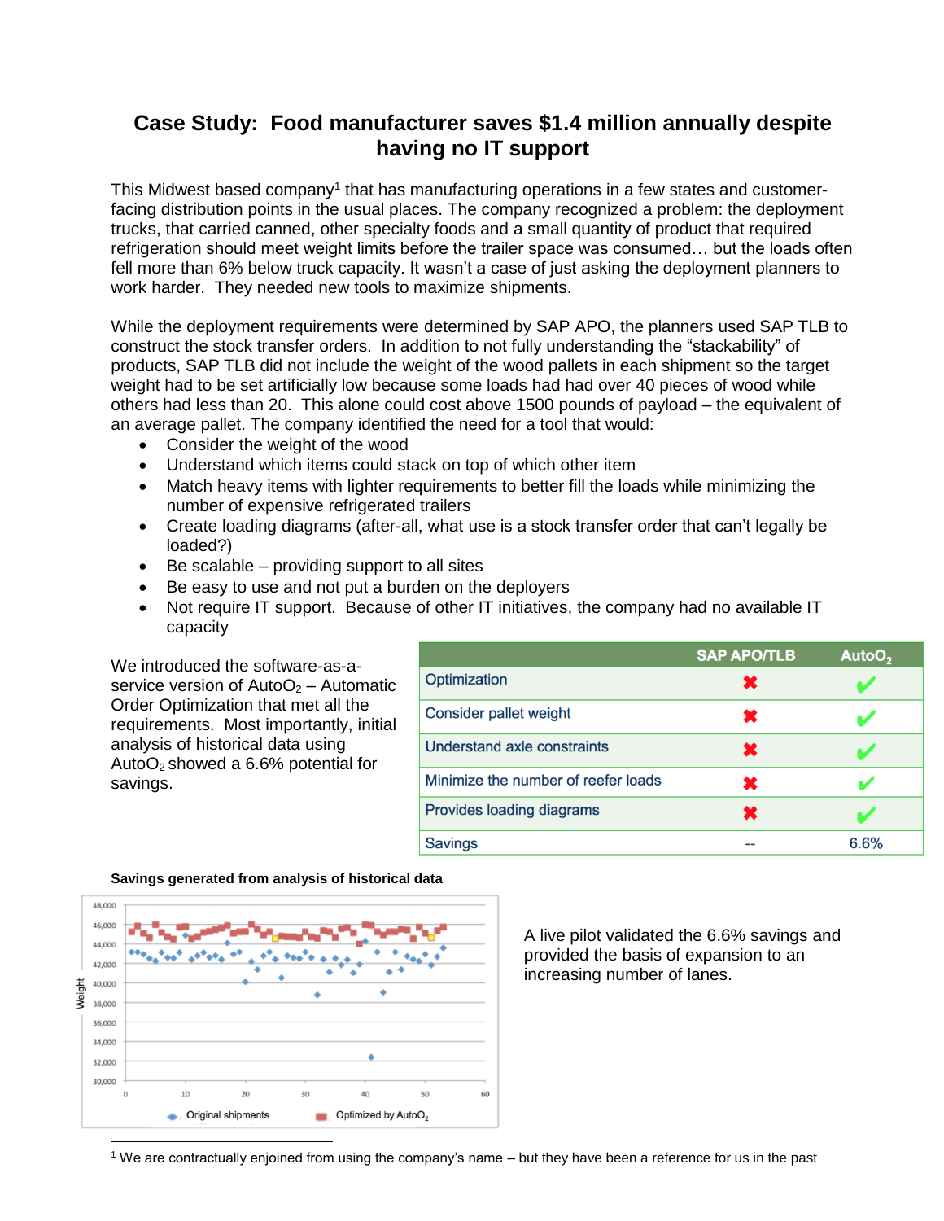# Case Study: Food manufacturer saves \$1.4 million annually despite having no IT support

This Midwest based company[1] that has manufacturing operations in a few states and customer-facing distribution points in the usual places. The company recognized a problem: the deployment trucks, that carried canned, other specialty foods and a small quantity of product that required refrigeration should meet weight limits before the trailer space was consumed… but the loads often fell more than 6% below truck capacity. It wasn't a case of just asking the deployment planners to work harder. They needed new tools to maximize shipments.

While the deployment requirements were determined by SAP APO, the planners used SAP TLB to construct the stock transfer orders. In addition to not fully understanding the "stackability" of products, SAP TLB did not include the weight of the wood pallets in each shipment so the target weight had to be set artificially low because some loads had had over 40 pieces of wood while others had less than 20. This alone could cost above 1500 pounds of payload – the equivalent of an average pallet. The company identified the need for a tool that would:

- Consider the weight of the wood
- Understand which items could stack on top of which other item
- Match heavy items with lighter requirements to better fill the loads while minimizing the number of expensive refrigerated trailers
- Create loading diagrams (after-all, what use is a stock transfer order that can't legally be loaded?)
- Be scalable – providing support to all sites
- Be easy to use and not put a burden on the deployers
- Not require IT support. Because of other IT initiatives, the company had no available IT capacity

We introduced the software-as-a-service version of $AutoO_2$ – Automatic Order Optimization that met all the requirements. Most importantly, initial analysis of historical data using $AutoO_2$ showed a 6.6% potential for savings.

| | SAP APO/TLB | $AutoO_2$ |
|---|---|---|
| Optimization | ✖ | ✔ |
| Consider pallet weight | ✖ | ✔ |
| Understand axle constraints | ✖ | ✔ |
| Minimize the number of reefer loads | ✖ | ✔ |
| Provides loading diagrams | ✖ | ✔ |
| Savings | -- | 6.6% |

**Savings generated from analysis of historical data**

A live pilot validated the 6.6% savings and provided the basis of expansion to an increasing number of lanes.

---

[1] We are contractually enjoined from using the company's name – but they have been a reference for us in the past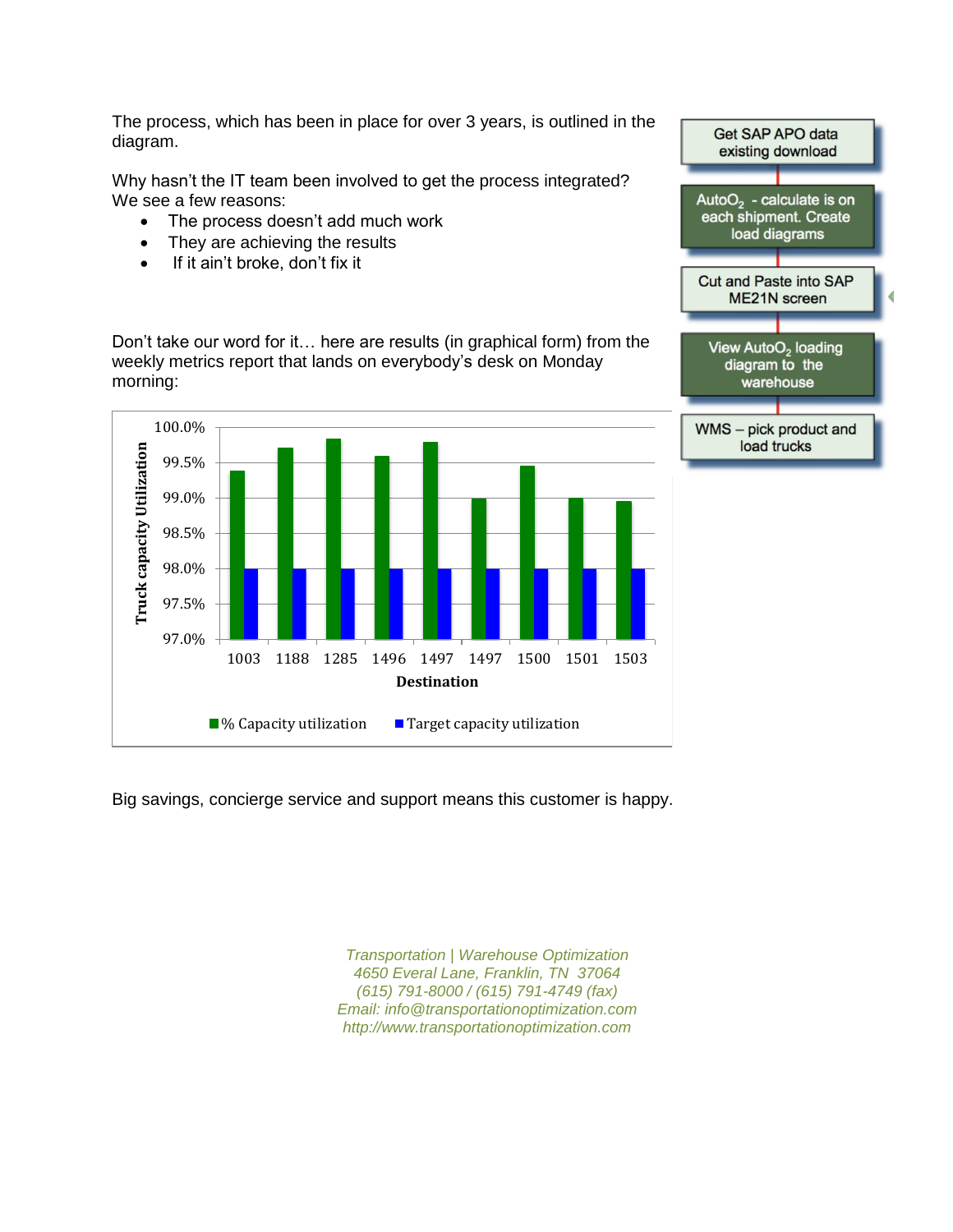The process, which has been in place for over 3 years, is outlined in the diagram.

Get SAP APO data existing download

$AutoO_2$ - calculate is on each shipment. Create load diagrams

Cut and Paste into SAP ME21N screen

View $AutoO_2$ loading diagram to the warehouse

WMS – pick product and load trucks

Why hasn't the IT team been involved to get the process integrated? We see a few reasons:

- The process doesn't add much work
- They are achieving the results
- If it ain't broke, don't fix it

Don't take our word for it… here are results (in graphical form) from the weekly metrics report that lands on everybody's desk on Monday morning:

Truck capacity Utilization

100.0%
99.5%
99.0%
98.5%
98.0%
97.5%
97.0%

1003 1188 1285 1496 1497 1497 1500 1501 1503

Destination

% Capacity utilization
Target capacity utilization

Big savings, concierge service and support means this customer is happy.

*Transportation | Warehouse Optimization*
*4650 Everal Lane, Franklin, TN 37064*
*(615) 791-8000 / (615) 791-4749 (fax)*
*Email: info@transportationoptimization.com*
*http://www.transportationoptimization.com*